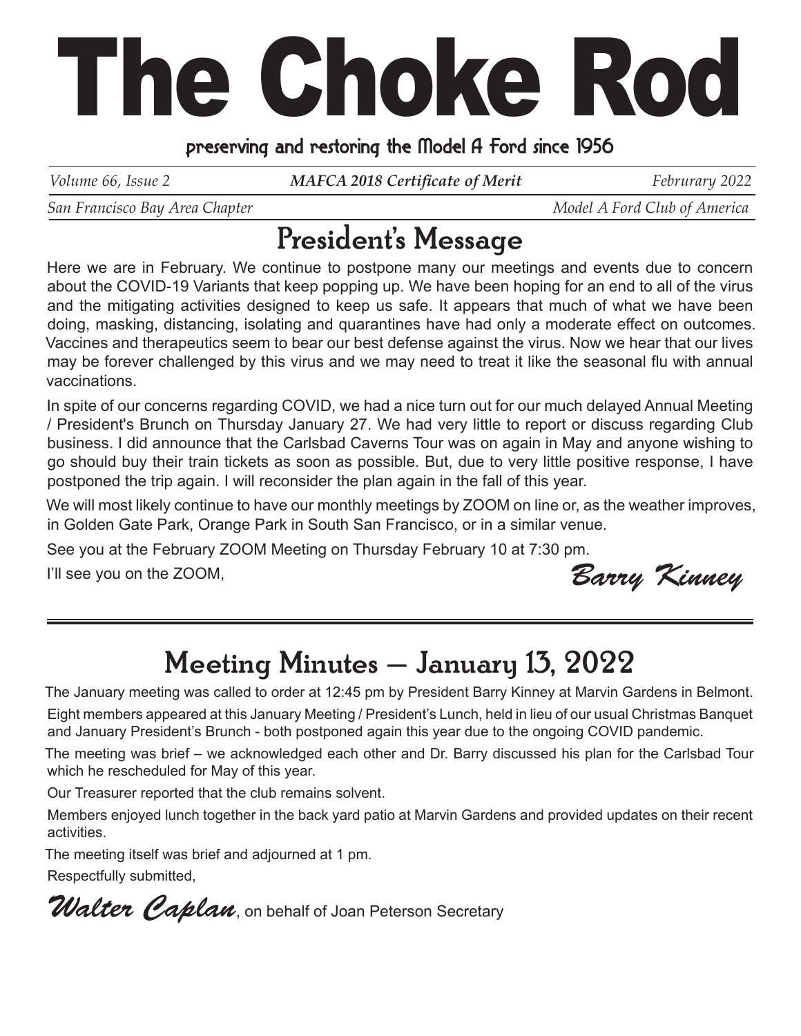# The Choke Rod

**preserving and restoring the Model A Ford since 1956**

*Volume 66, Issue 2* | ***MAFCA 2018 Certificate of Merit*** | *Februrary 2022*

*San Francisco Bay Area Chapter* | *Model A Ford Club of America*

## President's Message

Here we are in February. We continue to postpone many our meetings and events due to concern about the COVID-19 Variants that keep popping up. We have been hoping for an end to all of the virus and the mitigating activities designed to keep us safe. It appears that much of what we have been doing, masking, distancing, isolating and quarantines have had only a moderate effect on outcomes. Vaccines and therapeutics seem to bear our best defense against the virus. Now we hear that our lives may be forever challenged by this virus and we may need to treat it like the seasonal flu with annual vaccinations.

In spite of our concerns regarding COVID, we had a nice turn out for our much delayed Annual Meeting / President's Brunch on Thursday January 27. We had very little to report or discuss regarding Club business. I did announce that the Carlsbad Caverns Tour was on again in May and anyone wishing to go should buy their train tickets as soon as possible. But, due to very little positive response, I have postponed the trip again. I will reconsider the plan again in the fall of this year.

We will most likely continue to have our monthly meetings by ZOOM on line or, as the weather improves, in Golden Gate Park, Orange Park in South San Francisco, or in a similar venue.

See you at the February ZOOM Meeting on Thursday February 10 at 7:30 pm.

I'll see you on the ZOOM,

*Barry Kinney*

---

## Meeting Minutes – January 13, 2022

The January meeting was called to order at 12:45 pm by President Barry Kinney at Marvin Gardens in Belmont.

Eight members appeared at this January Meeting / President's Lunch, held in lieu of our usual Christmas Banquet and January President's Brunch - both postponed again this year due to the ongoing COVID pandemic.

The meeting was brief – we acknowledged each other and Dr. Barry discussed his plan for the Carlsbad Tour which he rescheduled for May of this year.

Our Treasurer reported that the club remains solvent.

Members enjoyed lunch together in the back yard patio at Marvin Gardens and provided updates on their recent activities.

The meeting itself was brief and adjourned at 1 pm.

Respectfully submitted,

***Walter Caplan***, on behalf of Joan Peterson Secretary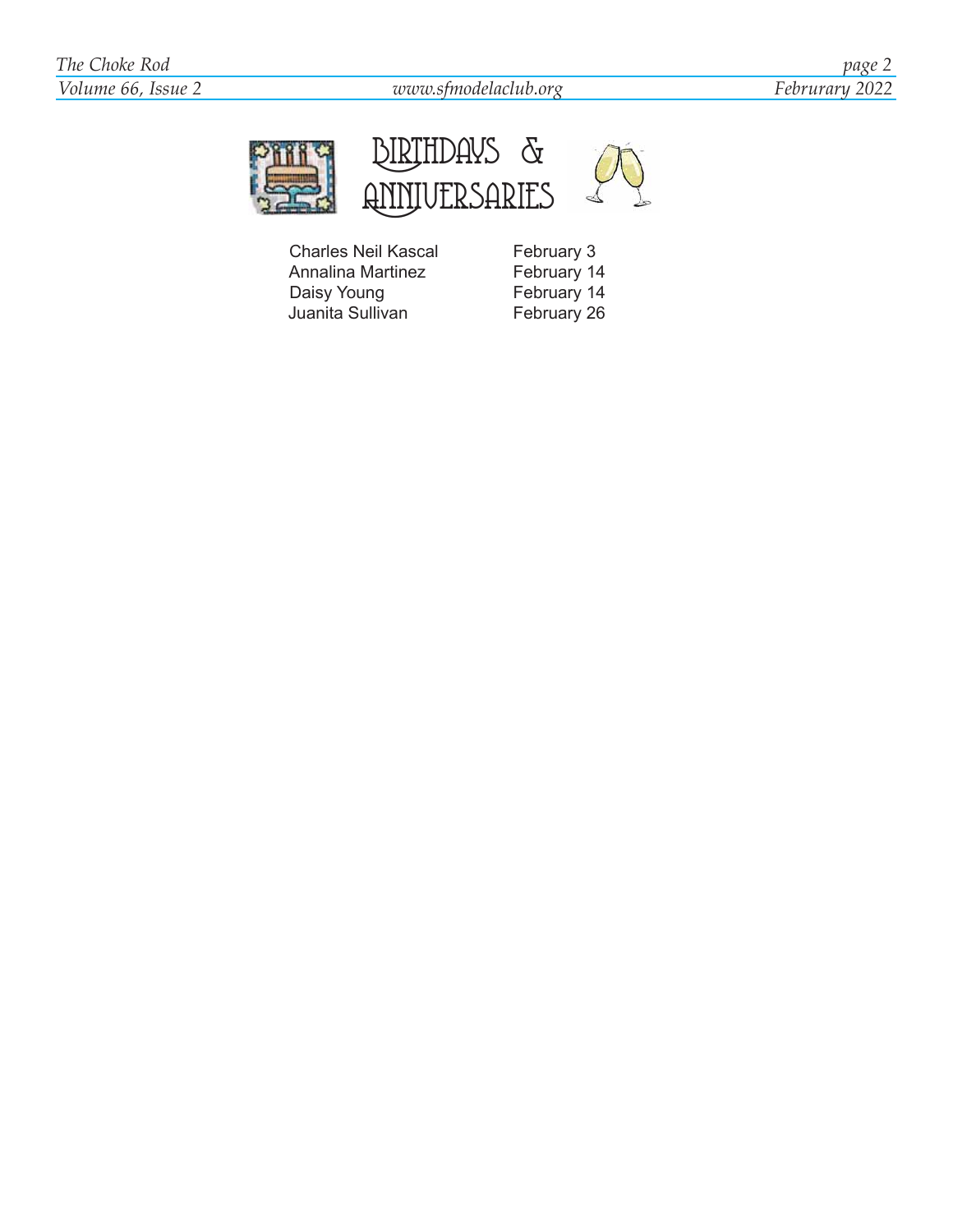# Birthdays & Anniversaries

| | |
|---|---|
| Charles Neil Kascal | February 3 |
| Annalina Martinez | February 14 |
| Daisy Young | February 14 |
| Juanita Sullivan | February 26 |